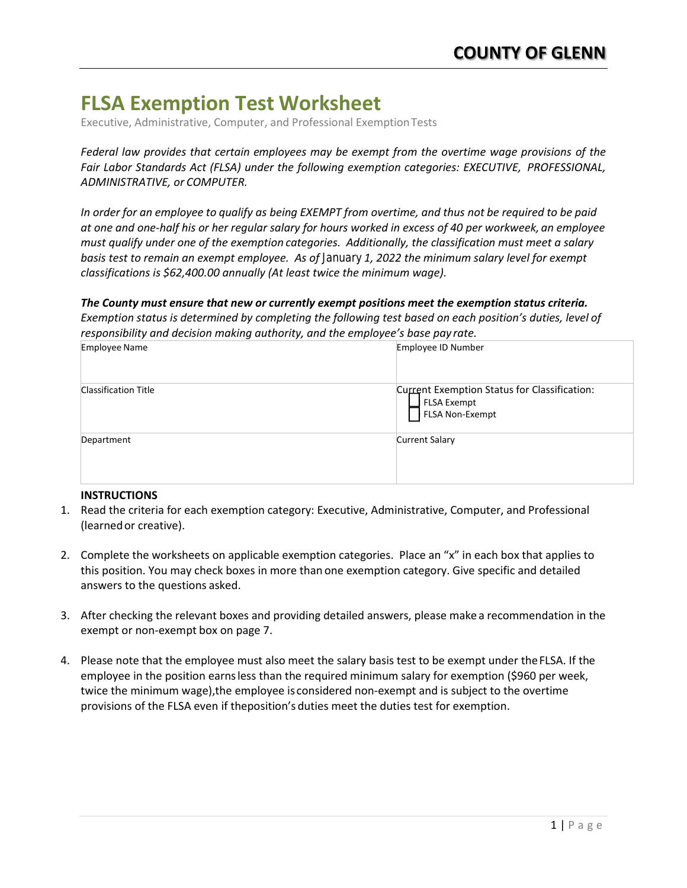**COUNTY OF GLENN**

# FLSA Exemption Test Worksheet

Executive, Administrative, Computer, and Professional Exemption Tests

*Federal law provides that certain employees may be exempt from the overtime wage provisions of the Fair Labor Standards Act (FLSA) under the following exemption categories: EXECUTIVE, PROFESSIONAL, ADMINISTRATIVE, or COMPUTER.*

*In order for an employee to qualify as being EXEMPT from overtime, and thus not be required to be paid at one and one-half his or her regular salary for hours worked in excess of 40 per workweek, an employee must qualify under one of the exemption categories. Additionally, the classification must meet a salary basis test to remain an exempt employee. As of January 1, 2022 the minimum salary level for exempt classifications is $62,400.00 annually (At least twice the minimum wage).*

***The County must ensure that new or currently exempt positions meet the exemption status criteria.*** *Exemption status is determined by completing the following test based on each position's duties, level of responsibility and decision making authority, and the employee's base pay rate.*

| Employee Name | Employee ID Number |
|---|---|
| Classification Title | Current Exemption Status for Classification:<br>☐ FLSA Exempt<br>☐ FLSA Non-Exempt |
| Department | Current Salary |

**INSTRUCTIONS**

1. Read the criteria for each exemption category: Executive, Administrative, Computer, and Professional (learned or creative).
2. Complete the worksheets on applicable exemption categories. Place an "x" in each box that applies to this position. You may check boxes in more than one exemption category. Give specific and detailed answers to the questions asked.
3. After checking the relevant boxes and providing detailed answers, please make a recommendation in the exempt or non-exempt box on page 7.
4. Please note that the employee must also meet the salary basis test to be exempt under the FLSA. If the employee in the position earns less than the required minimum salary for exemption ($960 per week, twice the minimum wage), the employee is considered non-exempt and is subject to the overtime provisions of the FLSA even if the position's duties meet the duties test for exemption.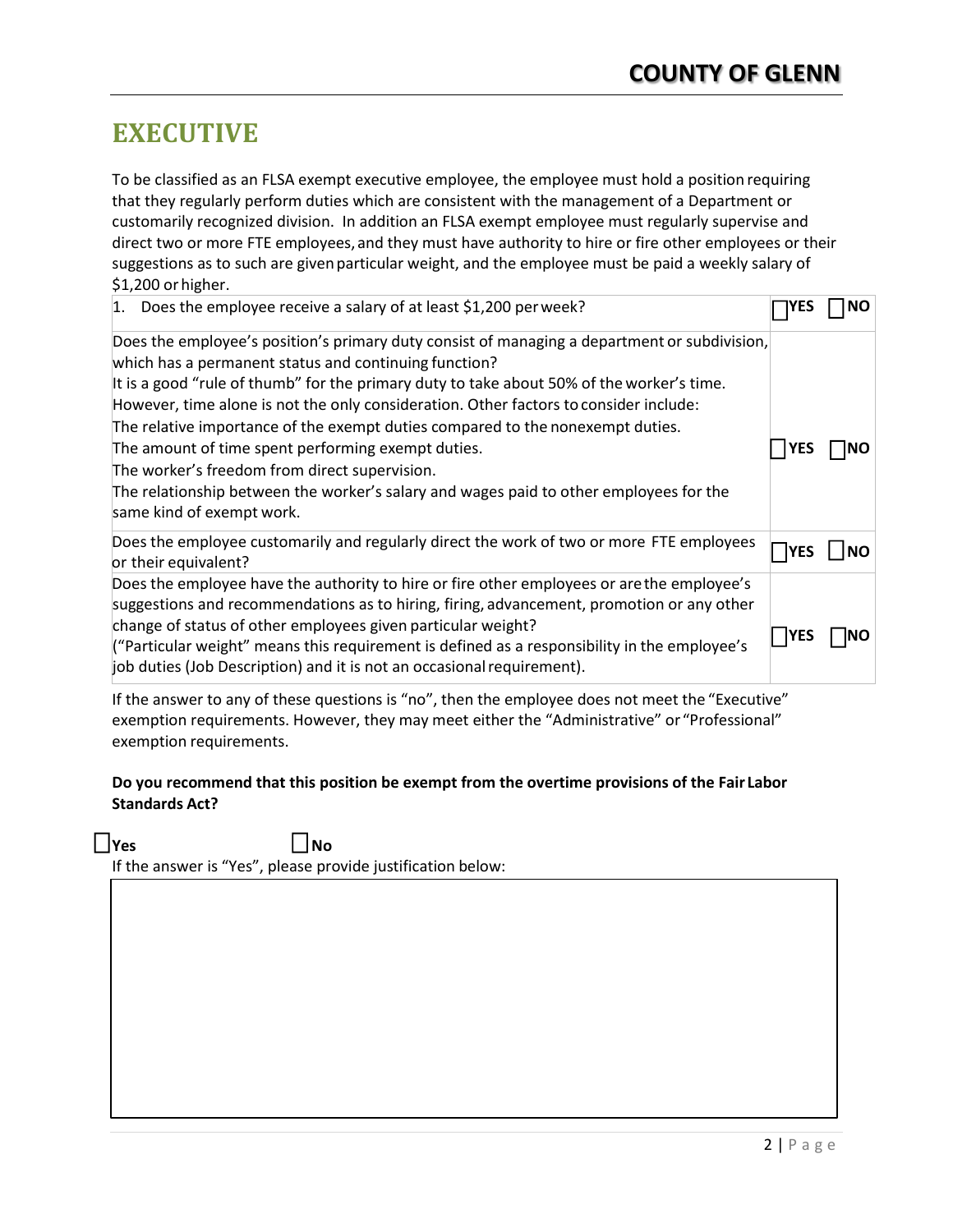# EXECUTIVE

To be classified as an FLSA exempt executive employee, the employee must hold a position requiring that they regularly perform duties which are consistent with the management of a Department or customarily recognized division. In addition an FLSA exempt employee must regularly supervise and direct two or more FTE employees, and they must have authority to hire or fire other employees or their suggestions as to such are given particular weight, and the employee must be paid a weekly salary of $1,200 or higher.

| Question | Answer |
| --- | --- |
| 1. Does the employee receive a salary of at least $1,200 per week? | ☐YES ☐NO |
| Does the employee's position's primary duty consist of managing a department or subdivision, which has a permanent status and continuing function?<br>It is a good "rule of thumb" for the primary duty to take about 50% of the worker's time. However, time alone is not the only consideration. Other factors to consider include:<br>The relative importance of the exempt duties compared to the nonexempt duties.<br>The amount of time spent performing exempt duties.<br>The worker's freedom from direct supervision.<br>The relationship between the worker's salary and wages paid to other employees for the same kind of exempt work. | ☐YES ☐NO |
| Does the employee customarily and regularly direct the work of two or more FTE employees or their equivalent? | ☐YES ☐NO |
| Does the employee have the authority to hire or fire other employees or are the employee's suggestions and recommendations as to hiring, firing, advancement, promotion or any other change of status of other employees given particular weight?<br>("Particular weight" means this requirement is defined as a responsibility in the employee's job duties (Job Description) and it is not an occasional requirement). | ☐YES ☐NO |

If the answer to any of these questions is "no", then the employee does not meet the "Executive" exemption requirements. However, they may meet either the "Administrative" or "Professional" exemption requirements.

**Do you recommend that this position be exempt from the overtime provisions of the Fair Labor Standards Act?**

☐**Yes** ☐**No**

If the answer is "Yes", please provide justification below: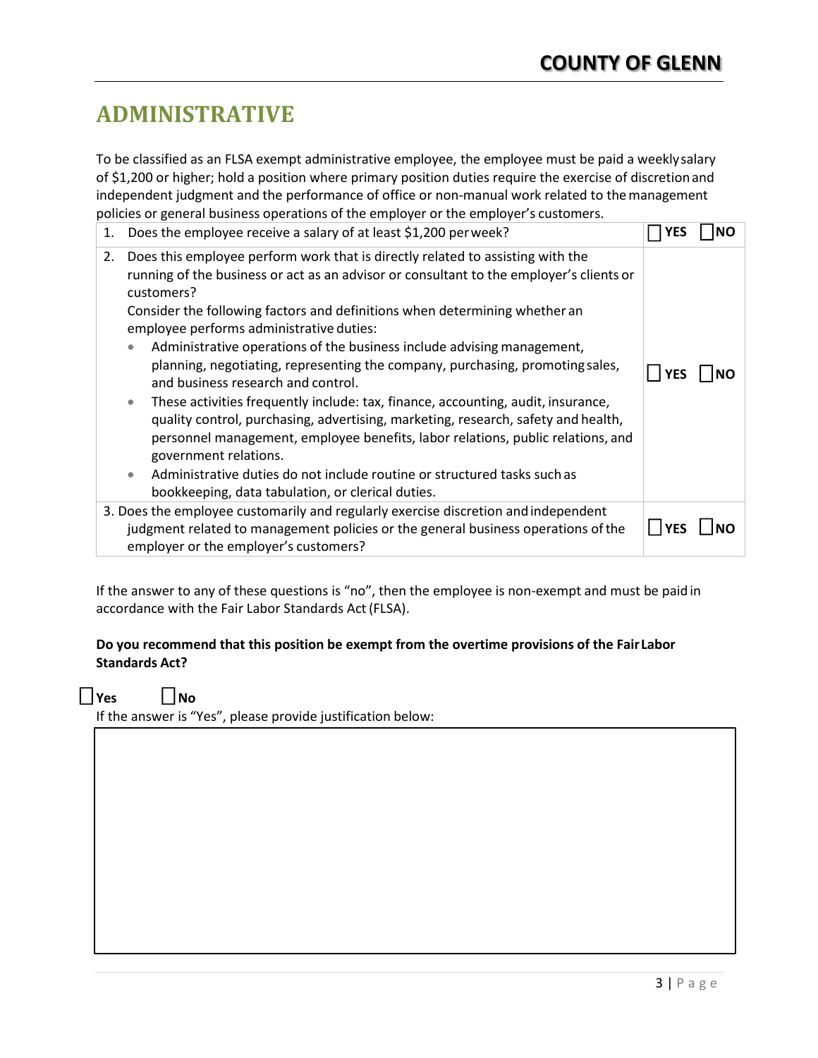# ADMINISTRATIVE

To be classified as an FLSA exempt administrative employee, the employee must be paid a weekly salary of $1,200 or higher; hold a position where primary position duties require the exercise of discretion and independent judgment and the performance of office or non-manual work related to the management policies or general business operations of the employer or the employer's customers.

| Question | Answer |
|---|---|
| 1. Does the employee receive a salary of at least $1,200 per week? | ☐ YES ☐ NO |
| 2. Does this employee perform work that is directly related to assisting with the running of the business or act as an advisor or consultant to the employer's clients or customers?<br>Consider the following factors and definitions when determining whether an employee performs administrative duties:<br>• Administrative operations of the business include advising management, planning, negotiating, representing the company, purchasing, promoting sales, and business research and control.<br>• These activities frequently include: tax, finance, accounting, audit, insurance, quality control, purchasing, advertising, marketing, research, safety and health, personnel management, employee benefits, labor relations, public relations, and government relations.<br>• Administrative duties do not include routine or structured tasks such as bookkeeping, data tabulation, or clerical duties. | ☐ YES ☐ NO |
| 3. Does the employee customarily and regularly exercise discretion and independent judgment related to management policies or the general business operations of the employer or the employer's customers? | ☐ YES ☐ NO |

If the answer to any of these questions is "no", then the employee is non-exempt and must be paid in accordance with the Fair Labor Standards Act (FLSA).

**Do you recommend that this position be exempt from the overtime provisions of the Fair Labor Standards Act?**

☐ **Yes** ☐ **No**

If the answer is "Yes", please provide justification below: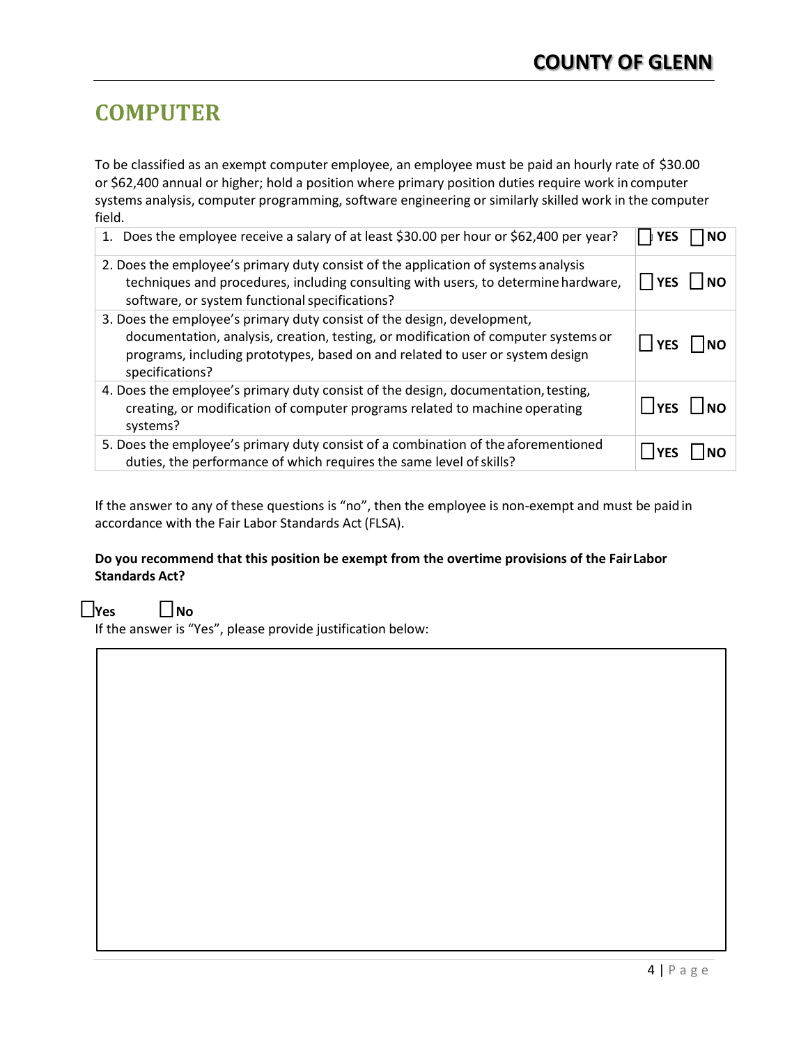# COMPUTER

To be classified as an exempt computer employee, an employee must be paid an hourly rate of $30.00 or $62,400 annual or higher; hold a position where primary position duties require work in computer systems analysis, computer programming, software engineering or similarly skilled work in the computer field.

| Question | Answer |
|---|---|
| 1. Does the employee receive a salary of at least $30.00 per hour or $62,400 per year? | ☐ YES ☐ NO |
| 2. Does the employee's primary duty consist of the application of systems analysis techniques and procedures, including consulting with users, to determine hardware, software, or system functional specifications? | ☐ YES ☐ NO |
| 3. Does the employee's primary duty consist of the design, development, documentation, analysis, creation, testing, or modification of computer systems or programs, including prototypes, based on and related to user or system design specifications? | ☐ YES ☐ NO |
| 4. Does the employee's primary duty consist of the design, documentation, testing, creating, or modification of computer programs related to machine operating systems? | ☐ YES ☐ NO |
| 5. Does the employee's primary duty consist of a combination of the aforementioned duties, the performance of which requires the same level of skills? | ☐ YES ☐ NO |

If the answer to any of these questions is "no", then the employee is non-exempt and must be paid in accordance with the Fair Labor Standards Act (FLSA).

**Do you recommend that this position be exempt from the overtime provisions of the Fair Labor Standards Act?**

☐ **Yes** ☐ **No**

If the answer is "Yes", please provide justification below: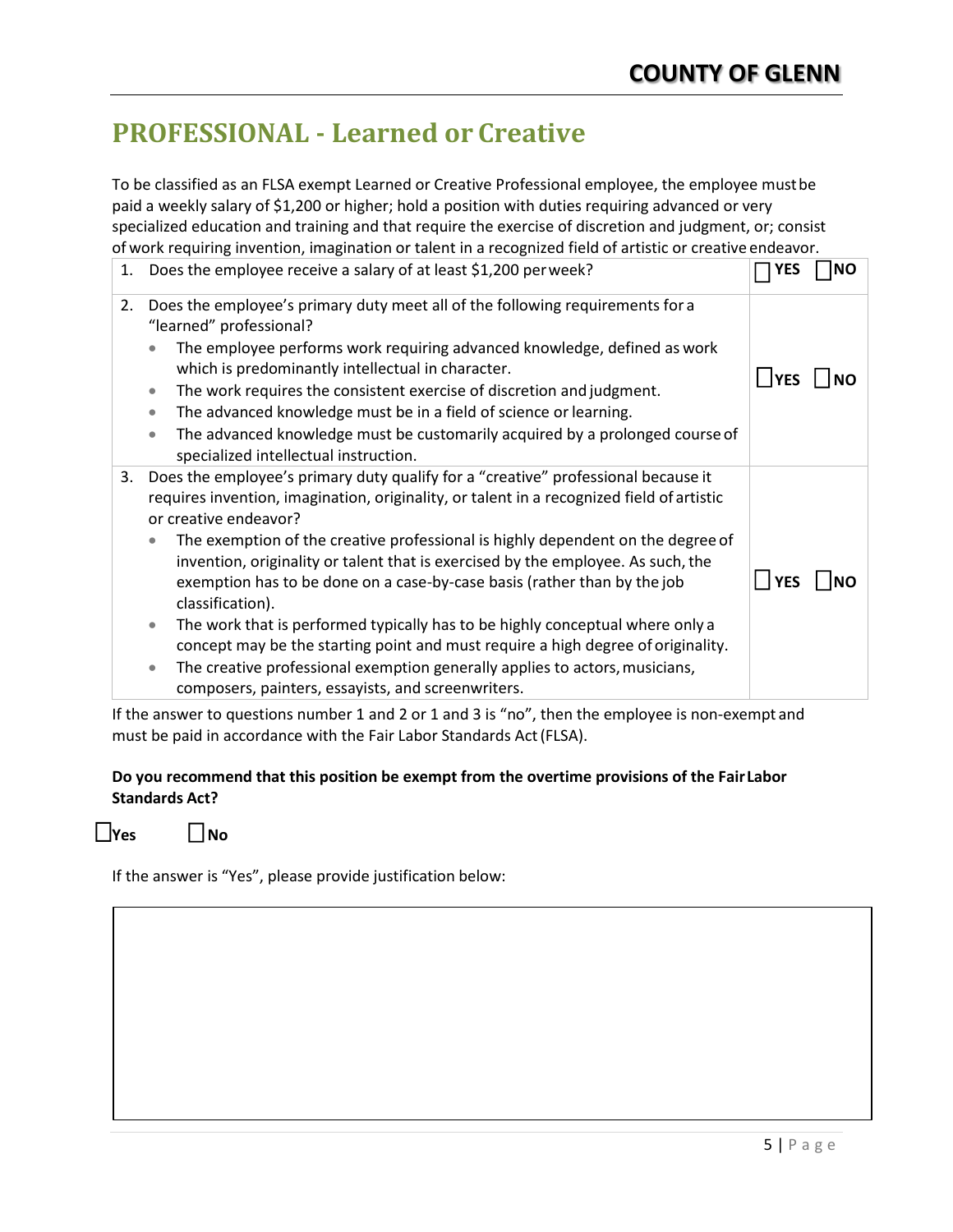# PROFESSIONAL - Learned or Creative

To be classified as an FLSA exempt Learned or Creative Professional employee, the employee must be paid a weekly salary of $1,200 or higher; hold a position with duties requiring advanced or very specialized education and training and that require the exercise of discretion and judgment, or; consist of work requiring invention, imagination or talent in a recognized field of artistic or creative endeavor.

| Question | Answer |
| --- | --- |
| 1. Does the employee receive a salary of at least $1,200 per week? | ☐ YES ☐ NO |
| 2. Does the employee's primary duty meet all of the following requirements for a "learned" professional?<br>• The employee performs work requiring advanced knowledge, defined as work which is predominantly intellectual in character.<br>• The work requires the consistent exercise of discretion and judgment.<br>• The advanced knowledge must be in a field of science or learning.<br>• The advanced knowledge must be customarily acquired by a prolonged course of specialized intellectual instruction. | ☐ YES ☐ NO |
| 3. Does the employee's primary duty qualify for a "creative" professional because it requires invention, imagination, originality, or talent in a recognized field of artistic or creative endeavor?<br>• The exemption of the creative professional is highly dependent on the degree of invention, originality or talent that is exercised by the employee. As such, the exemption has to be done on a case-by-case basis (rather than by the job classification).<br>• The work that is performed typically has to be highly conceptual where only a concept may be the starting point and must require a high degree of originality.<br>• The creative professional exemption generally applies to actors, musicians, composers, painters, essayists, and screenwriters. | ☐ YES ☐ NO |

If the answer to questions number 1 and 2 or 1 and 3 is "no", then the employee is non-exempt and must be paid in accordance with the Fair Labor Standards Act (FLSA).

**Do you recommend that this position be exempt from the overtime provisions of the Fair Labor Standards Act?**

☐ **Yes** ☐ **No**

If the answer is "Yes", please provide justification below:

|  |
| --- |
|  |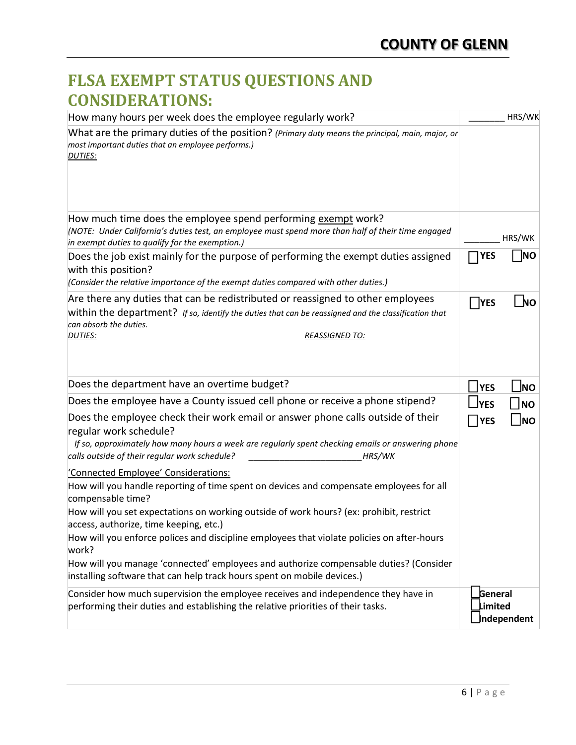# FLSA EXEMPT STATUS QUESTIONS AND CONSIDERATIONS:

| Question | Response |
|---|---|
| How many hours per week does the employee regularly work? | _______ HRS/WK |
| What are the primary duties of the position? *(Primary duty means the principal, main, major, or most important duties that an employee performs.)*<br>*DUTIES:* | |
| How much time does the employee spend performing exempt work?<br>*(NOTE: Under California's duties test, an employee must spend more than half of their time engaged in exempt duties to qualify for the exemption.)* | _______ HRS/WK |
| Does the job exist mainly for the purpose of performing the exempt duties assigned with this position?<br>*(Consider the relative importance of the exempt duties compared with other duties.)* | ☐ YES ☐ NO |
| Are there any duties that can be redistributed or reassigned to other employees within the department? *If so, identify the duties that can be reassigned and the classification that can absorb the duties.*<br>*DUTIES:* *REASSIGNED TO:* | ☐ YES ☐ NO |
| Does the department have an overtime budget? | ☐ YES ☐ NO |
| Does the employee have a County issued cell phone or receive a phone stipend? | ☐ YES ☐ NO |
| Does the employee check their work email or answer phone calls outside of their regular work schedule?<br>*If so, approximately how many hours a week are regularly spent checking emails or answering phone calls outside of their regular work schedule?* _______________________ *HRS/WK*<br><br>'Connected Employee' Considerations:<br>How will you handle reporting of time spent on devices and compensate employees for all compensable time?<br>How will you set expectations on working outside of work hours? (ex: prohibit, restrict access, authorize, time keeping, etc.)<br>How will you enforce polices and discipline employees that violate policies on after-hours work?<br>How will you manage 'connected' employees and authorize compensable duties? (Consider installing software that can help track hours spent on mobile devices.) | ☐ YES ☐ NO |
| Consider how much supervision the employee receives and independence they have in performing their duties and establishing the relative priorities of their tasks. | ☐ General<br>☐ Limited<br>☐ Independent |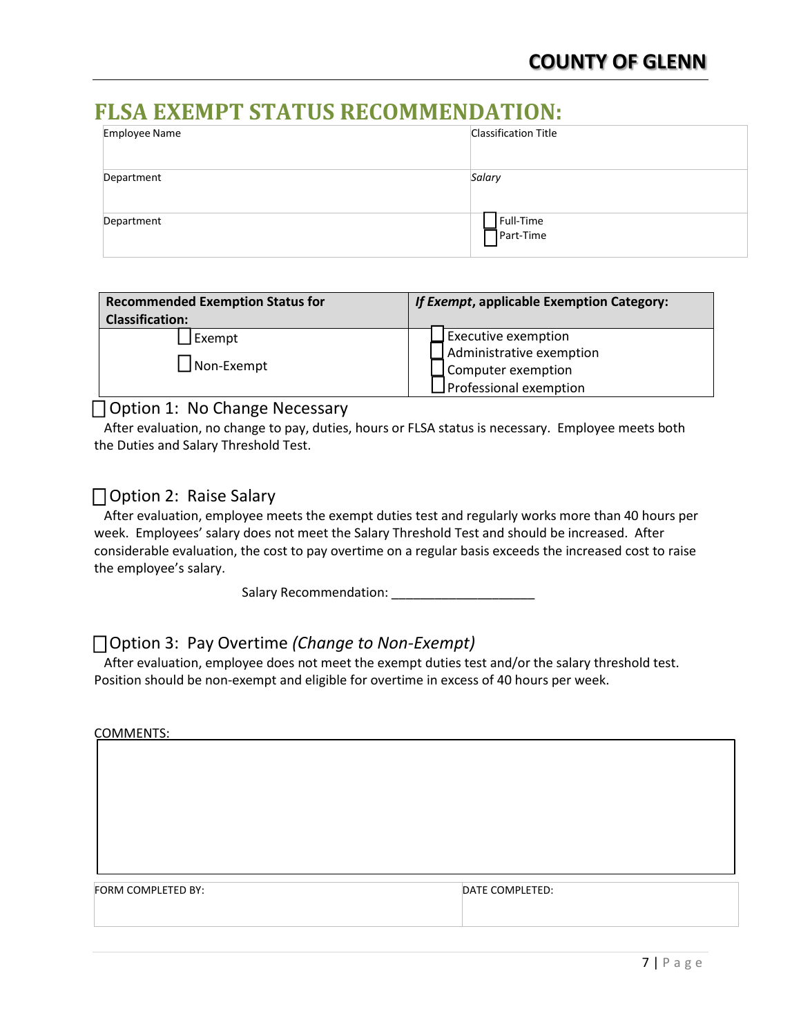# FLSA EXEMPT STATUS RECOMMENDATION:

| | |
|---|---|
| Employee Name | Classification Title |
| Department | *Salary* |
| Department | ☐ Full-Time<br>☐ Part-Time |

| Recommended Exemption Status for Classification: | *If Exempt*, applicable Exemption Category: |
|---|---|
| ☐ Exempt<br>☐ Non-Exempt | ☐ Executive exemption<br>☐ Administrative exemption<br>☐ Computer exemption<br>☐ Professional exemption |

## ☐ Option 1: No Change Necessary

After evaluation, no change to pay, duties, hours or FLSA status is necessary. Employee meets both the Duties and Salary Threshold Test.

## ☐ Option 2: Raise Salary

After evaluation, employee meets the exempt duties test and regularly works more than 40 hours per week. Employees' salary does not meet the Salary Threshold Test and should be increased. After considerable evaluation, the cost to pay overtime on a regular basis exceeds the increased cost to raise the employee's salary.

Salary Recommendation: ____________________

## ☐ Option 3: Pay Overtime *(Change to Non-Exempt)*

After evaluation, employee does not meet the exempt duties test and/or the salary threshold test. Position should be non-exempt and eligible for overtime in excess of 40 hours per week.

COMMENTS:

| |
|---|
| |

| | |
|---|---|
| FORM COMPLETED BY: | DATE COMPLETED: |